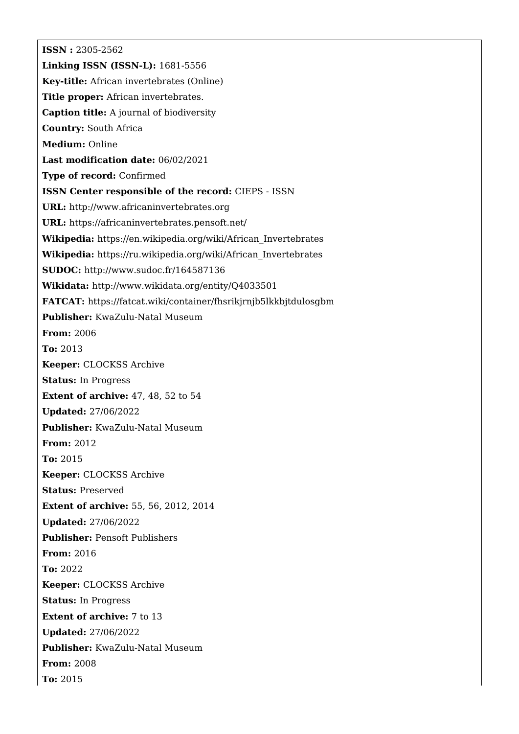**ISSN :** 2305-2562

**Linking ISSN (ISSN-L):** 1681-5556

**Key-title:** African invertebrates (Online)

**Title proper:** African invertebrates.

**Caption title:** A journal of biodiversity

**Country:** South Africa

**Medium:** Online

**Last modification date:** 06/02/2021

**Type of record:** Confirmed

**ISSN Center responsible of the record:** CIEPS - ISSN

**URL:** http://www.africaninvertebrates.org

**URL:** https://africaninvertebrates.pensoft.net/

**Wikipedia:** https://en.wikipedia.org/wiki/African_Invertebrates

**Wikipedia:** https://ru.wikipedia.org/wiki/African_Invertebrates

**SUDOC:** http://www.sudoc.fr/164587136

**Wikidata:** http://www.wikidata.org/entity/Q4033501

**FATCAT:** https://fatcat.wiki/container/fhsrikjrnjb5lkkbjtdulosgbm

**Publisher:** KwaZulu-Natal Museum

**From:** 2006

**To:** 2013

**Keeper:** CLOCKSS Archive

**Status:** In Progress

**Extent of archive:** 47, 48, 52 to 54

**Updated:** 27/06/2022

**Publisher:** KwaZulu-Natal Museum

**From:** 2012

**To:** 2015

**Keeper:** CLOCKSS Archive

**Status:** Preserved

**Extent of archive:** 55, 56, 2012, 2014

**Updated:** 27/06/2022

**Publisher:** Pensoft Publishers

**From:** 2016

**To:** 2022

**Keeper:** CLOCKSS Archive

**Status:** In Progress

**Extent of archive:** 7 to 13

**Updated:** 27/06/2022

**Publisher:** KwaZulu-Natal Museum

**From:** 2008

**To:** 2015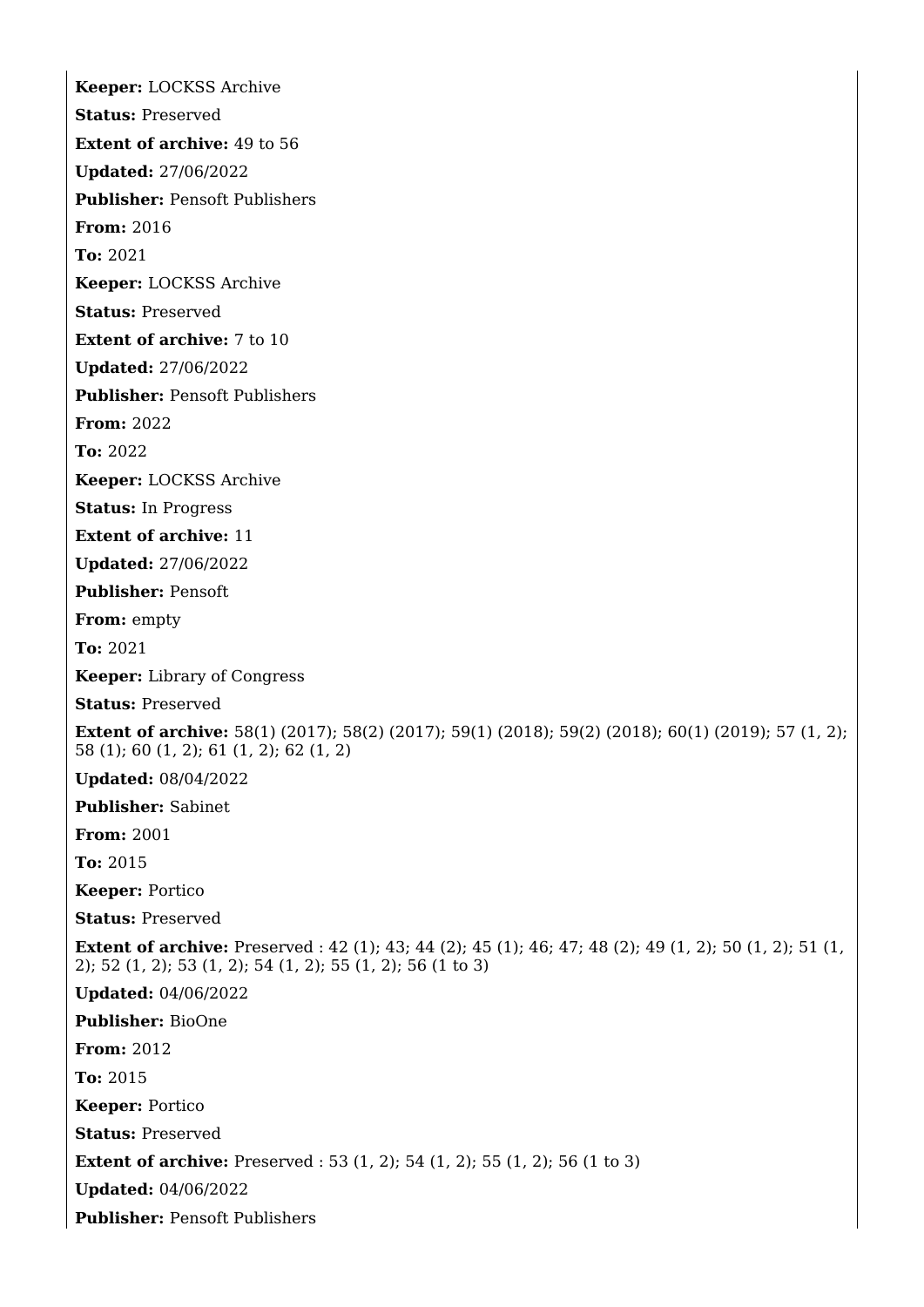**Keeper:** LOCKSS Archive

**Status:** Preserved

**Extent of archive:** 49 to 56

**Updated:** 27/06/2022

**Publisher:** Pensoft Publishers

**From:** 2016

**To:** 2021

**Keeper:** LOCKSS Archive

**Status:** Preserved

**Extent of archive:** 7 to 10

**Updated:** 27/06/2022

**Publisher:** Pensoft Publishers

**From:** 2022

**To:** 2022

**Keeper:** LOCKSS Archive

**Status:** In Progress

**Extent of archive:** 11

**Updated:** 27/06/2022

**Publisher:** Pensoft

**From:** empty

**To:** 2021

**Keeper:** Library of Congress

**Status:** Preserved

**Extent of archive:** 58(1) (2017); 58(2) (2017); 59(1) (2018); 59(2) (2018); 60(1) (2019); 57 (1, 2); 58 (1); 60 (1, 2); 61 (1, 2); 62 (1, 2)

**Updated:** 08/04/2022

**Publisher:** Sabinet

**From:** 2001

**To:** 2015

**Keeper:** Portico

**Status:** Preserved

**Extent of archive:** Preserved : 42 (1); 43; 44 (2); 45 (1); 46; 47; 48 (2); 49 (1, 2); 50 (1, 2); 51 (1, 2); 52 (1, 2); 53 (1, 2); 54 (1, 2); 55 (1, 2); 56 (1 to 3)

**Updated:** 04/06/2022

**Publisher:** BioOne

**From:** 2012

**To:** 2015

**Keeper:** Portico

**Status:** Preserved

**Extent of archive:** Preserved : 53 (1, 2); 54 (1, 2); 55 (1, 2); 56 (1 to 3)

**Updated:** 04/06/2022

**Publisher:** Pensoft Publishers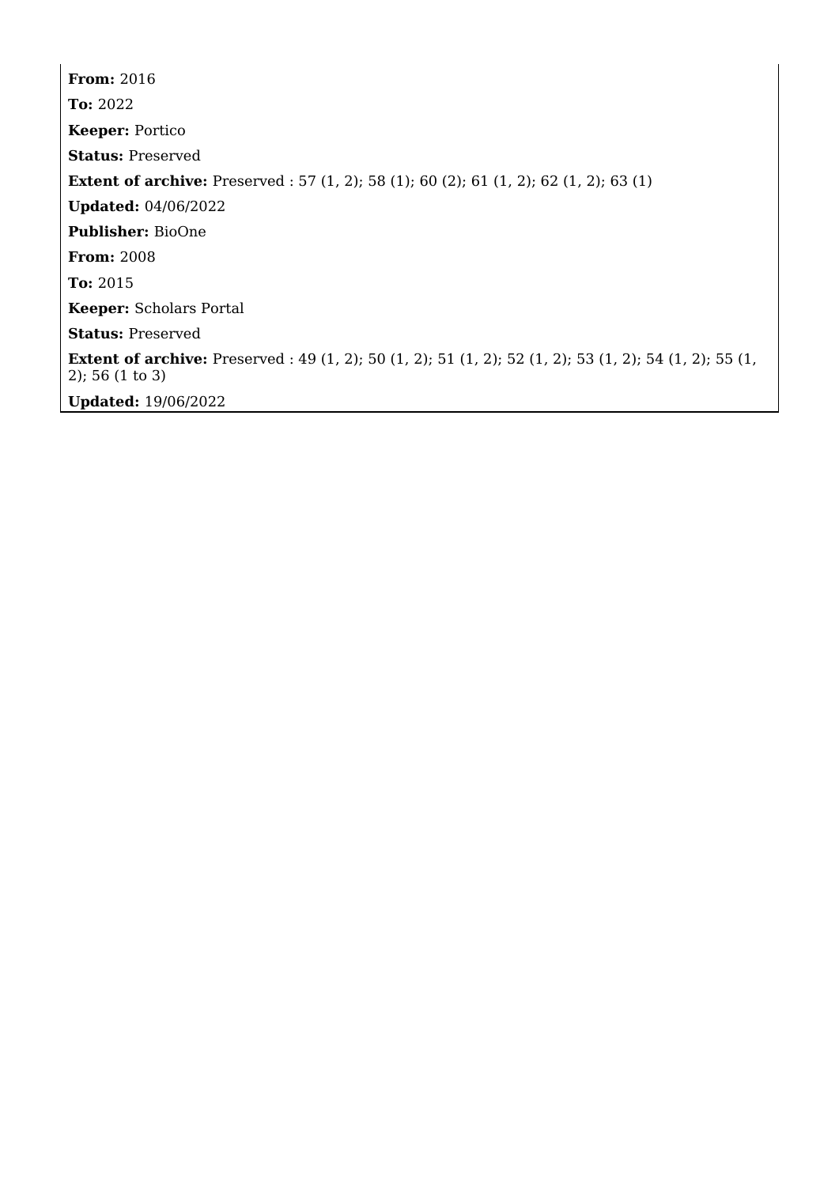**From:** 2016

**To:** 2022

**Keeper:** Portico

**Status:** Preserved

**Extent of archive:** Preserved : 57 (1, 2); 58 (1); 60 (2); 61 (1, 2); 62 (1, 2); 63 (1)

**Updated:** 04/06/2022

**Publisher:** BioOne

**From:** 2008

**To:** 2015

**Keeper:** Scholars Portal

**Status:** Preserved

**Extent of archive:** Preserved : 49 (1, 2); 50 (1, 2); 51 (1, 2); 52 (1, 2); 53 (1, 2); 54 (1, 2); 55 (1, 2); 56 (1 to 3)

**Updated:** 19/06/2022